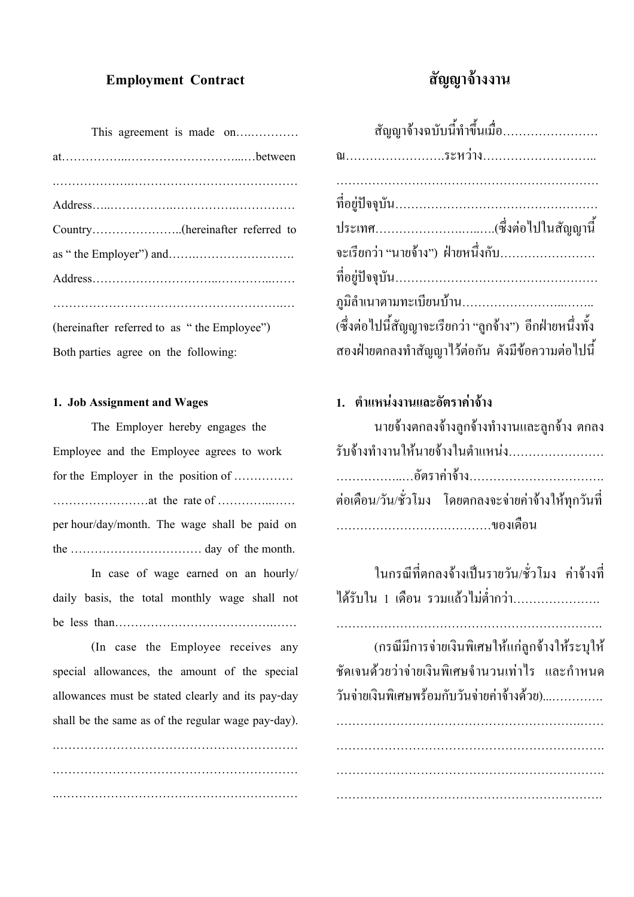## Employment Contract

This agreement is made on….………… at……………..……………………....…between ………………..…………………………………… Address…..……………..……………..…………… Country…………………..(hereinafter referred to as " the Employer") and…….……………………. Address…………………………...…………..…… ……………………………………………….… (hereinafter referred to as " the Employee") Both parties agree on the following:

### 1. Job Assignment and Wages

The Employer hereby engages the Employee and the Employee agrees to work for the Employer in the position of …………… ……………………..at the rate of …………..…… per hour/day/month. The wage shall be paid on the …………………………… day of the month.

In case of wage earned on an hourly/ daily basis, the total monthly wage shall not be less than……………………………………

(In case the Employee receives any special allowances, the amount of the special allowances must be stated clearly and its pay-day shall be the same as of the regular wage pay-day).

……………………………………………………
……………………………………………………
……………………………………………………

## สัญญาจ้างงาน

สัญญาจ้างฉบับนี้ทำขึ้นเมื่อ…………………… ณ……………………..ระหว่าง……………………….. ………………………………………………………… ที่อยู่ปัจจุบัน…………………………………………… ประเทศ…………………..…...…(ซึ่งต่อไปในสัญญานี้ จะเรียกว่า "นายจ้าง") ฝ่ายหนึ่งกับ…………………… ที่อยู่ปัจจุบัน…………………………………………… ภูมิลำเนาตามทะเบียนบ้าน…………………...…….. (ซึ่งต่อไปนี้สัญญาจะเรียกว่า "ลูกจ้าง") อีกฝ่ายหนึ่งทั้งสองฝ่ายตกลงทำสัญญาไว้ต่อกัน ดังมีข้อความต่อไปนี้

### 1. ตำแหน่งงานและอัตราค่าจ้าง

นายจ้างตกลงจ้างลูกจ้างทำงานและลูกจ้าง ตกลงรับจ้างทำงานให้นายจ้างในตำแหน่ง…………………… ……………..…อัตราค่าจ้าง……………………………. ต่อเดือน/วัน/ชั่วโมง โดยตกลงจะจ่ายค่าจ้างให้ทุกวันที่ …………………………………ของเดือน

ในกรณีที่ตกลงจ้างเป็นรายวัน/ชั่วโมง ค่าจ้างที่ได้รับใน 1 เดือน รวมแล้วไม่ต่ำกว่า…………………. ……………………………………………………….

(กรณีมีการจ่ายเงินพิเศษให้แก่ลูกจ้างให้ระบุให้ชัดเจนด้วยว่าจ่ายเงินพิเศษจำนวนเท่าไร และกำหนดวันจ่ายเงินพิเศษพร้อมกับวันจ่ายค่าจ้างด้วย)...………….

……………………………………………………….
……………………………………………………….
……………………………………………………….
……………………………………………………….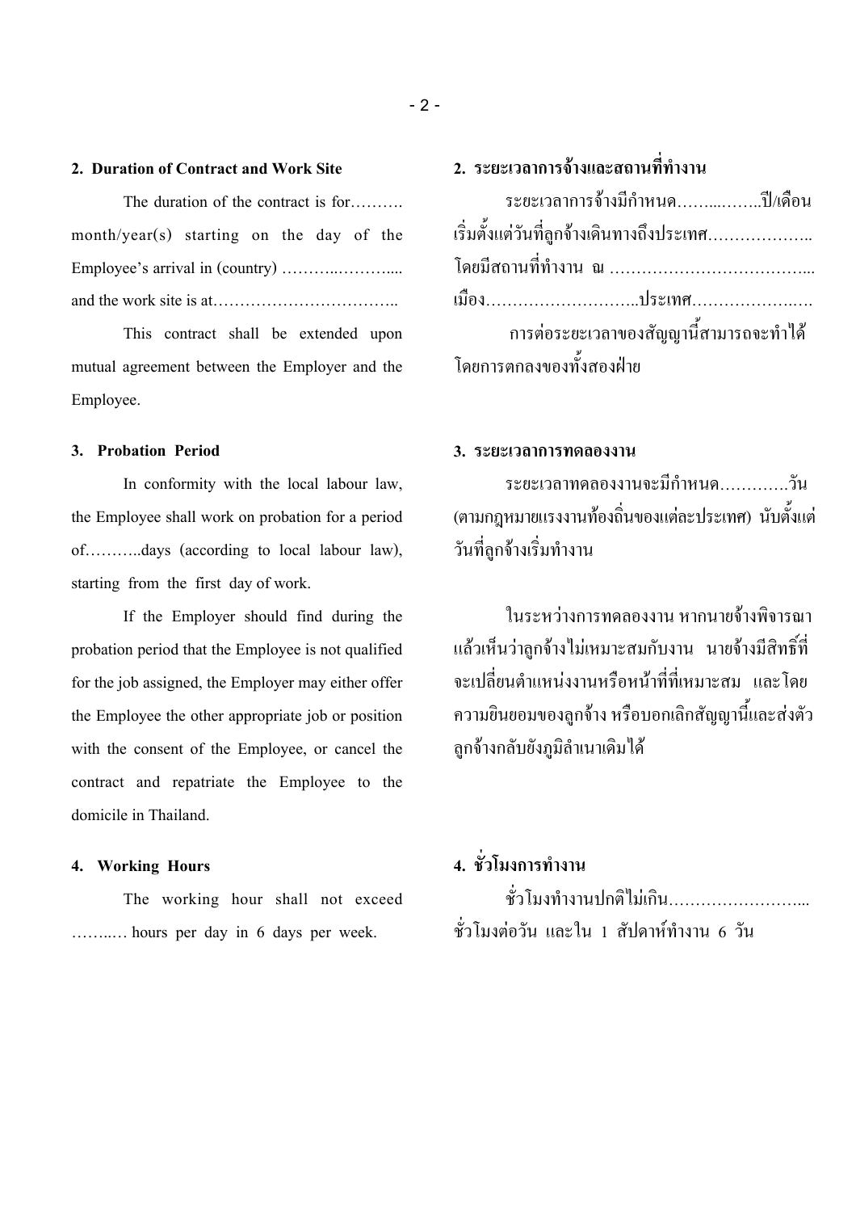## 2. Duration of Contract and Work Site

The duration of the contract is for………. month/year(s) starting on the day of the Employee's arrival in (country) ………..……….... and the work site is at……………………………..

This contract shall be extended upon mutual agreement between the Employer and the Employee.

## 2. ระยะเวลาการจ้างและสถานที่ทำงาน

ระยะเวลาการจ้างมีกำหนด……...……..ปี/เดือน เริ่มตั้งแต่วันที่ลูกจ้างเดินทางถึงประเทศ……………….. โดยมีสถานที่ทำงาน ณ ……………………………….. เมือง………………………..ประเทศ…………………

การต่อระยะเวลาของสัญญานี้สามารถจะทำได้โดยการตกลงของทั้งสองฝ่าย

## 3. Probation Period

In conformity with the local labour law, the Employee shall work on probation for a period of………..days (according to local labour law), starting from the first day of work.

If the Employer should find during the probation period that the Employee is not qualified for the job assigned, the Employer may either offer the Employee the other appropriate job or position with the consent of the Employee, or cancel the contract and repatriate the Employee to the domicile in Thailand.

## 3. ระยะเวลาการทดลองงาน

ระยะเวลาทดลองงานจะมีกำหนด………….วัน (ตามกฎหมายแรงงานท้องถิ่นของแต่ละประเทศ) นับตั้งแต่วันที่ลูกจ้างเริ่มทำงาน

ในระหว่างการทดลองงาน หากนายจ้างพิจารณาแล้วเห็นว่าลูกจ้างไม่เหมาะสมกับงาน นายจ้างมีสิทธิ์ที่จะเปลี่ยนตำแหน่งงานหรือหน้าที่ที่เหมาะสม และโดยความยินยอมของลูกจ้าง หรือบอกเลิกสัญญานี้และส่งตัวลูกจ้างกลับยังภูมิลำเนาเดิมได้

## 4. Working Hours

The working hour shall not exceed ……..… hours per day in 6 days per week.

## 4. ชั่วโมงการทำงาน

ชั่วโมงทำงานปกติไม่เกิน……………………... ชั่วโมงต่อวัน และใน 1 สัปดาห์ทำงาน 6 วัน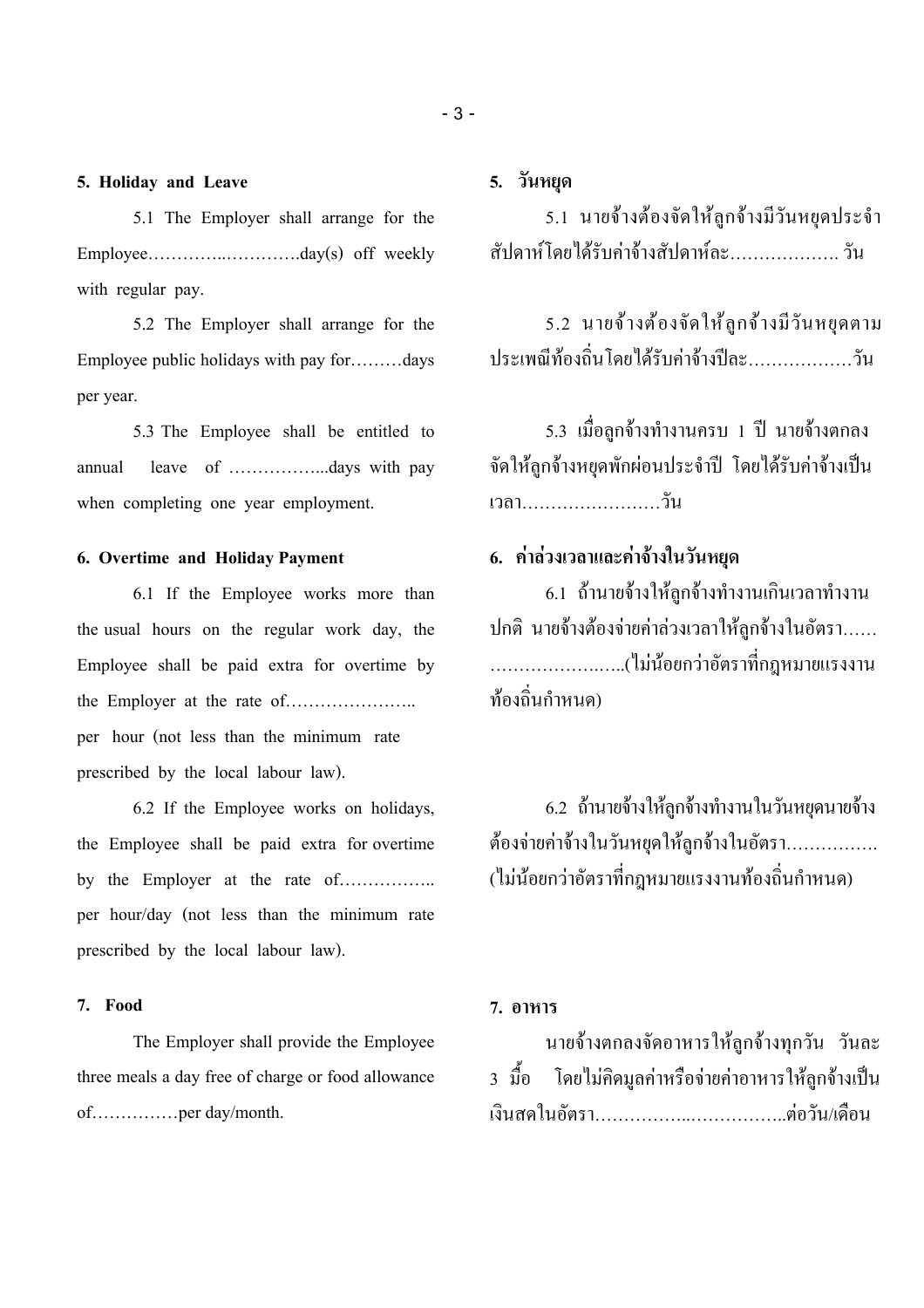**5. Holiday and Leave**

5.1 The Employer shall arrange for the Employee…………..………….day(s) off weekly with regular pay.

5.2 The Employer shall arrange for the Employee public holidays with pay for………days per year.

5.3 The Employee shall be entitled to annual leave of ……………...days with pay when completing one year employment.

**6. Overtime and Holiday Payment**

6.1 If the Employee works more than the usual hours on the regular work day, the Employee shall be paid extra for overtime by the Employer at the rate of………………….. per hour (not less than the minimum rate prescribed by the local labour law).

6.2 If the Employee works on holidays, the Employee shall be paid extra for overtime by the Employer at the rate of…………….. per hour/day (not less than the minimum rate prescribed by the local labour law).

**7. Food**

The Employer shall provide the Employee three meals a day free of charge or food allowance of……………per day/month.

**5. วันหยุด**

5.1 นายจ้างต้องจัดให้ลูกจ้างมีวันหยุดประจำสัปดาห์โดยได้รับค่าจ้างสัปดาห์ละ………………. วัน

5.2 นายจ้างต้องจัดให้ลูกจ้างมีวันหยุดตามประเพณีท้องถิ่นโดยได้รับค่าจ้างปีละ………………วัน

5.3 เมื่อลูกจ้างทำงานครบ 1 ปี นายจ้างตกลงจัดให้ลูกจ้างหยุดพักผ่อนประจำปี โดยได้รับค่าจ้างเป็นเวลา……………………วัน

**6. ค่าล่วงเวลาและค่าจ้างในวันหยุด**

6.1 ถ้านายจ้างให้ลูกจ้างทำงานเกินเวลาทำงานปกติ นายจ้างต้องจ่ายค่าล่วงเวลาให้ลูกจ้างในอัตรา……………………..…..(ไม่น้อยกว่าอัตราที่กฎหมายแรงงานท้องถิ่นกำหนด)

6.2 ถ้านายจ้างให้ลูกจ้างทำงานในวันหยุดนายจ้างต้องจ่ายค่าจ้างในวันหยุดให้ลูกจ้างในอัตรา……………. (ไม่น้อยกว่าอัตราที่กฎหมายแรงงานท้องถิ่นกำหนด)

**7. อาหาร**

นายจ้างตกลงจัดอาหารให้ลูกจ้างทุกวัน วันละ 3 มื้อ โดยไม่คิดมูลค่าหรือจ่ายค่าอาหารให้ลูกจ้างเป็นเงินสดในอัตรา……………..……………..ต่อวัน/เดือน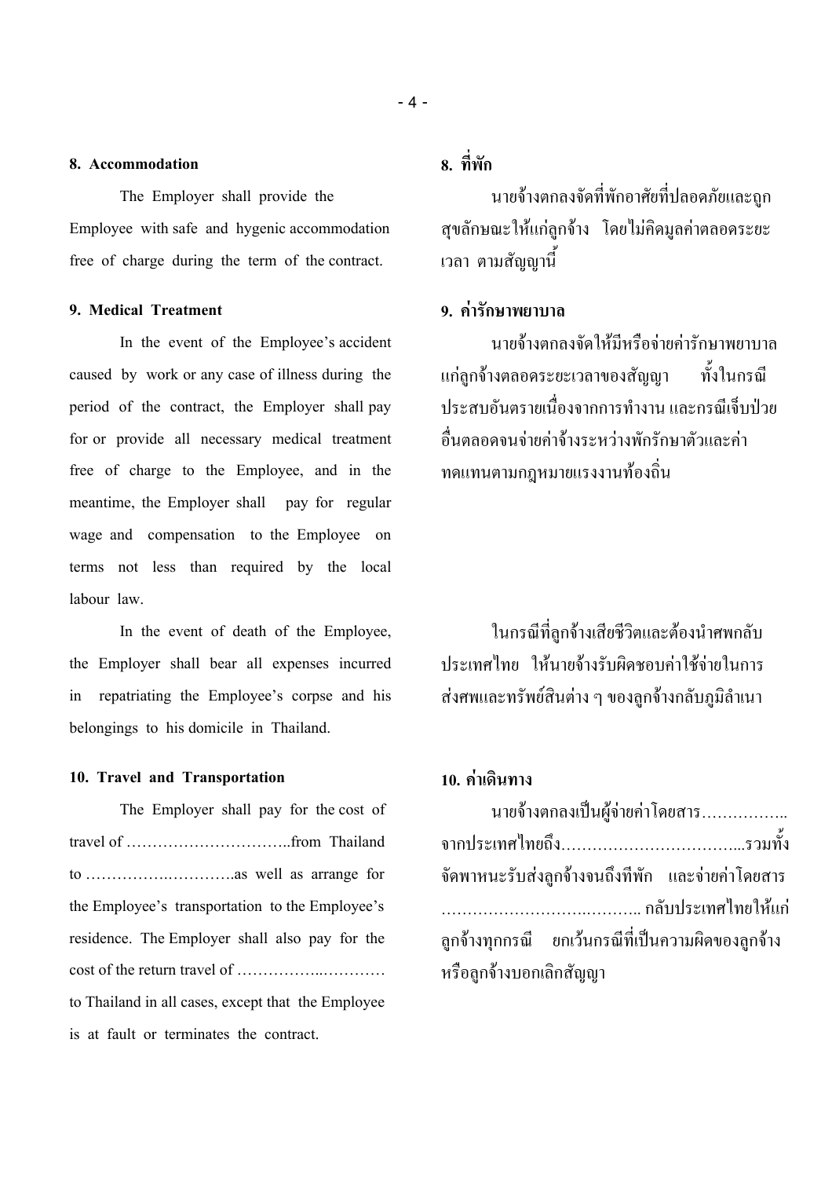**8. Accommodation**

The Employer shall provide the Employee with safe and hygenic accommodation free of charge during the term of the contract.

**8. ที่พัก**

นายจ้างตกลงจัดที่พักอาศัยที่ปลอดภัยและถูกสุขลักษณะให้แก่ลูกจ้าง โดยไม่คิดมูลค่าตลอดระยะเวลา ตามสัญญานี้

**9. Medical Treatment**

In the event of the Employee's accident caused by work or any case of illness during the period of the contract, the Employer shall pay for or provide all necessary medical treatment free of charge to the Employee, and in the meantime, the Employer shall pay for regular wage and compensation to the Employee on terms not less than required by the local labour law.

In the event of death of the Employee, the Employer shall bear all expenses incurred in repatriating the Employee's corpse and his belongings to his domicile in Thailand.

**9. ค่ารักษาพยาบาล**

นายจ้างตกลงจัดให้มีหรือจ่ายค่ารักษาพยาบาลแก่ลูกจ้างตลอดระยะเวลาของสัญญา ทั้งในกรณีประสบอันตรายเนื่องจากการทำงาน และกรณีเจ็บป่วยอื่นตลอดจนจ่ายค่าจ้างระหว่างพักรักษาตัวและค่าทดแทนตามกฎหมายแรงงานท้องถิ่น

ในกรณีที่ลูกจ้างเสียชีวิตและต้องนำศพกลับประเทศไทย ให้นายจ้างรับผิดชอบค่าใช้จ่ายในการส่งศพและทรัพย์สินต่าง ๆ ของลูกจ้างกลับภูมิลำเนา

**10. Travel and Transportation**

The Employer shall pay for the cost of travel of …………………………..from Thailand to ………………………….as well as arrange for the Employee's transportation to the Employee's residence. The Employer shall also pay for the cost of the return travel of ……………..………… to Thailand in all cases, except that the Employee is at fault or terminates the contract.

**10. ค่าเดินทาง**

นายจ้างตกลงเป็นผู้จ่ายค่าโดยสาร…………….. จากประเทศไทยถึง……………………………...รวมทั้งจัดพาหนะรับส่งลูกจ้างจนถึงที่พัก และจ่ายค่าโดยสาร…………………….……….. กลับประเทศไทยให้แก่ลูกจ้างทุกกรณี ยกเว้นกรณีที่เป็นความผิดของลูกจ้าง หรือลูกจ้างบอกเลิกสัญญา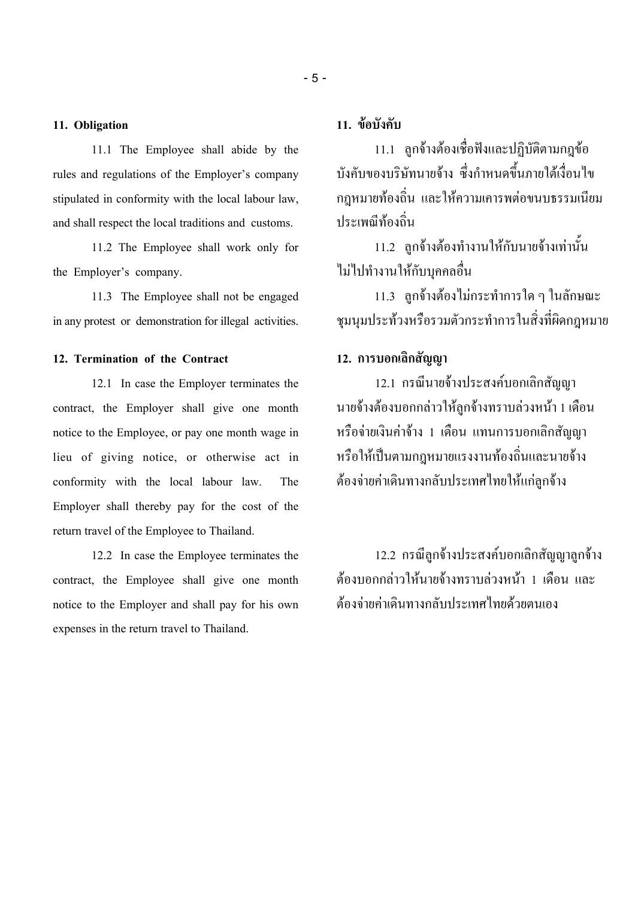## 11. Obligation

11.1 The Employee shall abide by the rules and regulations of the Employer's company stipulated in conformity with the local labour law, and shall respect the local traditions and customs.

11.2 The Employee shall work only for the Employer's company.

11.3 The Employee shall not be engaged in any protest or demonstration for illegal activities.

## 11. ข้อบังคับ

11.1 ลูกจ้างต้องเชื่อฟังและปฏิบัติตามกฎข้อบังคับของบริษัทนายจ้าง ซึ่งกำหนดขึ้นภายใต้เงื่อนไขกฎหมายท้องถิ่น และให้ความเคารพต่อขนบธรรมเนียมประเพณีท้องถิ่น

11.2 ลูกจ้างต้องทำงานให้กับนายจ้างเท่านั้น ไม่ไปทำงานให้กับบุคคลอื่น

11.3 ลูกจ้างต้องไม่กระทำการใด ๆ ในลักษณะชุมนุมประท้วงหรือรวมตัวกระทำการในสิ่งที่ผิดกฎหมาย

## 12. Termination of the Contract

12.1 In case the Employer terminates the contract, the Employer shall give one month notice to the Employee, or pay one month wage in lieu of giving notice, or otherwise act in conformity with the local labour law. The Employer shall thereby pay for the cost of the return travel of the Employee to Thailand.

12.2 In case the Employee terminates the contract, the Employee shall give one month notice to the Employer and shall pay for his own expenses in the return travel to Thailand.

## 12. การบอกเลิกสัญญา

12.1 กรณีนายจ้างประสงค์บอกเลิกสัญญา นายจ้างต้องบอกกล่าวให้ลูกจ้างทราบล่วงหน้า 1 เดือน หรือจ่ายเงินค่าจ้าง 1 เดือน แทนการบอกเลิกสัญญา หรือให้เป็นตามกฎหมายแรงงานท้องถิ่นและนายจ้างต้องจ่ายค่าเดินทางกลับประเทศไทยให้แก่ลูกจ้าง

12.2 กรณีลูกจ้างประสงค์บอกเลิกสัญญาลูกจ้างต้องบอกกล่าวให้นายจ้างทราบล่วงหน้า 1 เดือน และต้องจ่ายค่าเดินทางกลับประเทศไทยด้วยตนเอง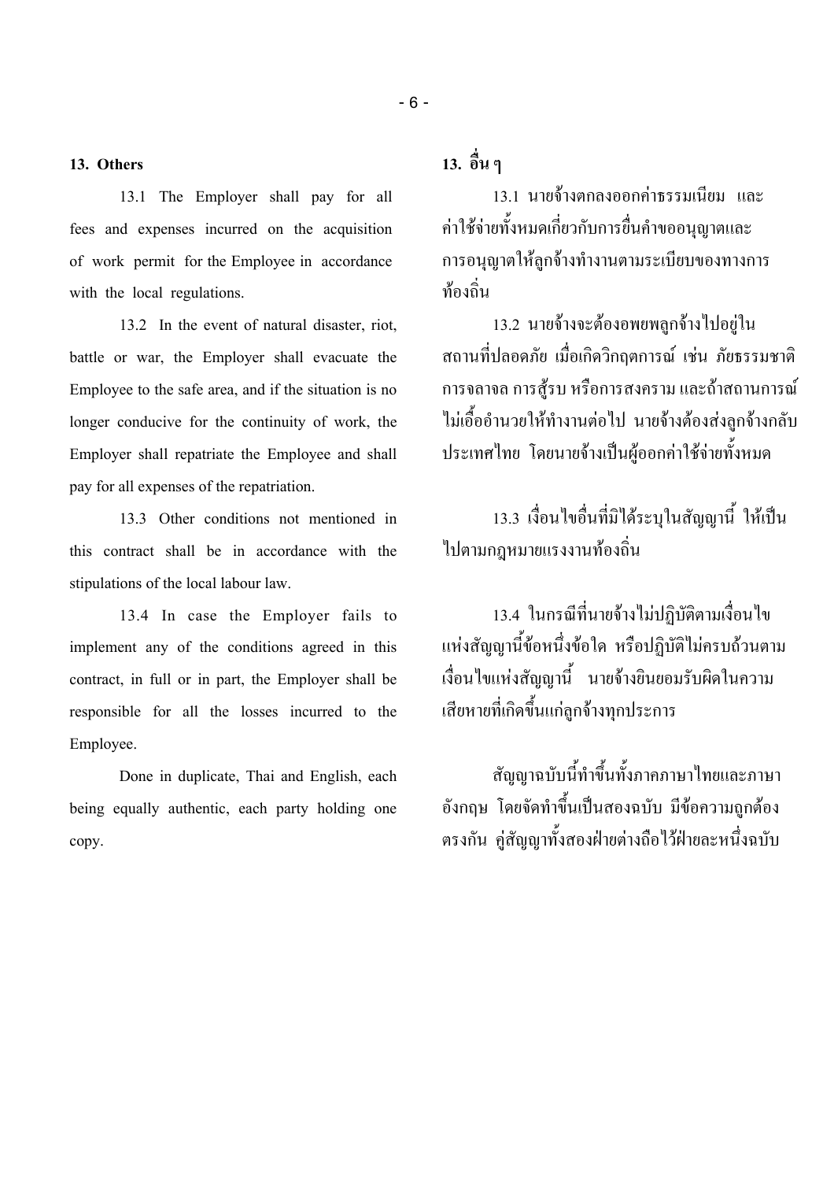### 13. Others

13.1 The Employer shall pay for all fees and expenses incurred on the acquisition of work permit for the Employee in accordance with the local regulations.

13.2 In the event of natural disaster, riot, battle or war, the Employer shall evacuate the Employee to the safe area, and if the situation is no longer conducive for the continuity of work, the Employer shall repatriate the Employee and shall pay for all expenses of the repatriation.

13.3 Other conditions not mentioned in this contract shall be in accordance with the stipulations of the local labour law.

13.4 In case the Employer fails to implement any of the conditions agreed in this contract, in full or in part, the Employer shall be responsible for all the losses incurred to the Employee.

Done in duplicate, Thai and English, each being equally authentic, each party holding one copy.

### 13. อื่น ๆ

13.1 นายจ้างตกลงออกค่าธรรมเนียม และค่าใช้จ่ายทั้งหมดเกี่ยวกับการยื่นคำขออนุญาตและการอนุญาตให้ลูกจ้างทำงานตามระเบียบของทางการท้องถิ่น

13.2 นายจ้างจะต้องอพยพลูกจ้างไปอยู่ในสถานที่ปลอดภัย เมื่อเกิดวิกฤตการณ์ เช่น ภัยธรรมชาติ การจลาจล การสู้รบ หรือการสงคราม และถ้าสถานการณ์ไม่เอื้ออำนวยให้ทำงานต่อไป นายจ้างต้องส่งลูกจ้างกลับประเทศไทย โดยนายจ้างเป็นผู้ออกค่าใช้จ่ายทั้งหมด

13.3 เงื่อนไขอื่นที่มิได้ระบุในสัญญานี้ ให้เป็นไปตามกฎหมายแรงงานท้องถิ่น

13.4 ในกรณีที่นายจ้างไม่ปฏิบัติตามเงื่อนไขแห่งสัญญานี้ข้อหนึ่งข้อใด หรือปฏิบัติไม่ครบถ้วนตามเงื่อนไขแห่งสัญญานี้ นายจ้างยินยอมรับผิดในความเสียหายที่เกิดขึ้นแก่ลูกจ้างทุกประการ

สัญญาฉบับนี้ทำขึ้นทั้งภาคภาษาไทยและภาษาอังกฤษ โดยจัดทำขึ้นเป็นสองฉบับ มีข้อความถูกต้องตรงกัน คู่สัญญาทั้งสองฝ่ายต่างถือไว้ฝ่ายละหนึ่งฉบับ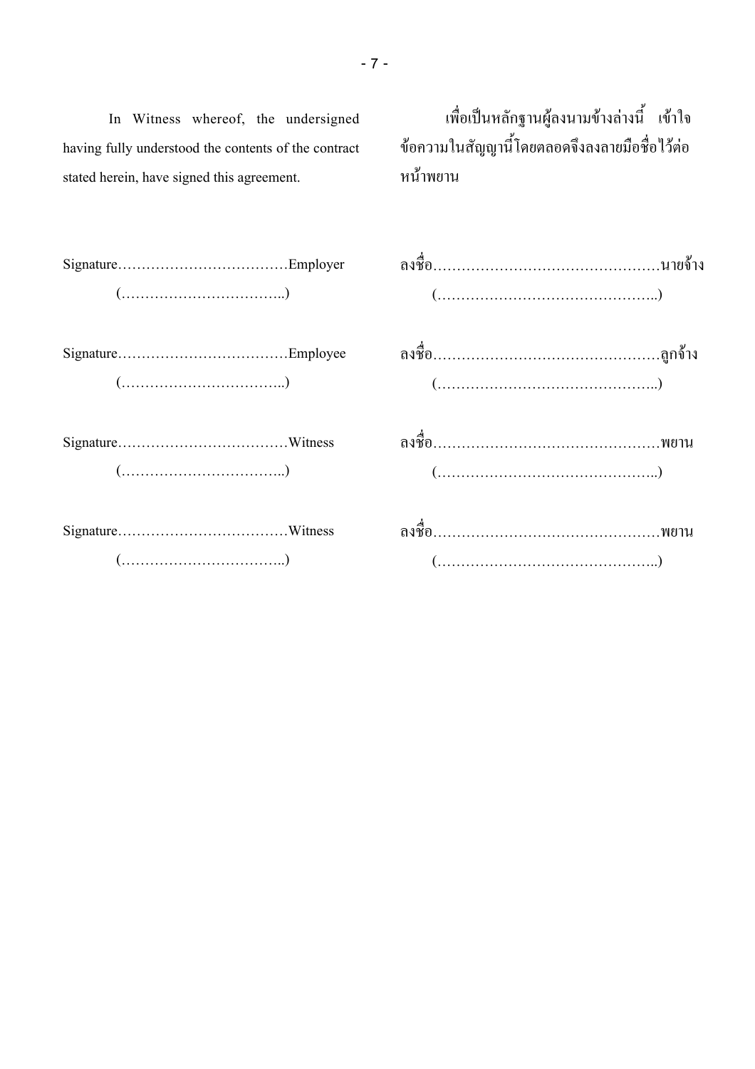In Witness whereof, the undersigned having fully understood the contents of the contract stated herein, have signed this agreement.

เพื่อเป็นหลักฐานผู้ลงนามข้างล่างนี้ เข้าใจข้อความในสัญญานี้โดยตลอดจึงลงลายมือชื่อไว้ต่อหน้าพยาน

Signature………………………………Employer

(……………………………..)

Signature………………………………Employee

(……………………………..)

Signature………………………………Witness

(……………………………..)

Signature………………………………Witness

(……………………………..)

ลงชื่อ…………………………………………นายจ้าง

(………………………………………..)

ลงชื่อ…………………………………………ลูกจ้าง

(………………………………………..)

ลงชื่อ…………………………………………พยาน

(………………………………………..)

ลงชื่อ…………………………………………พยาน

(………………………………………..)